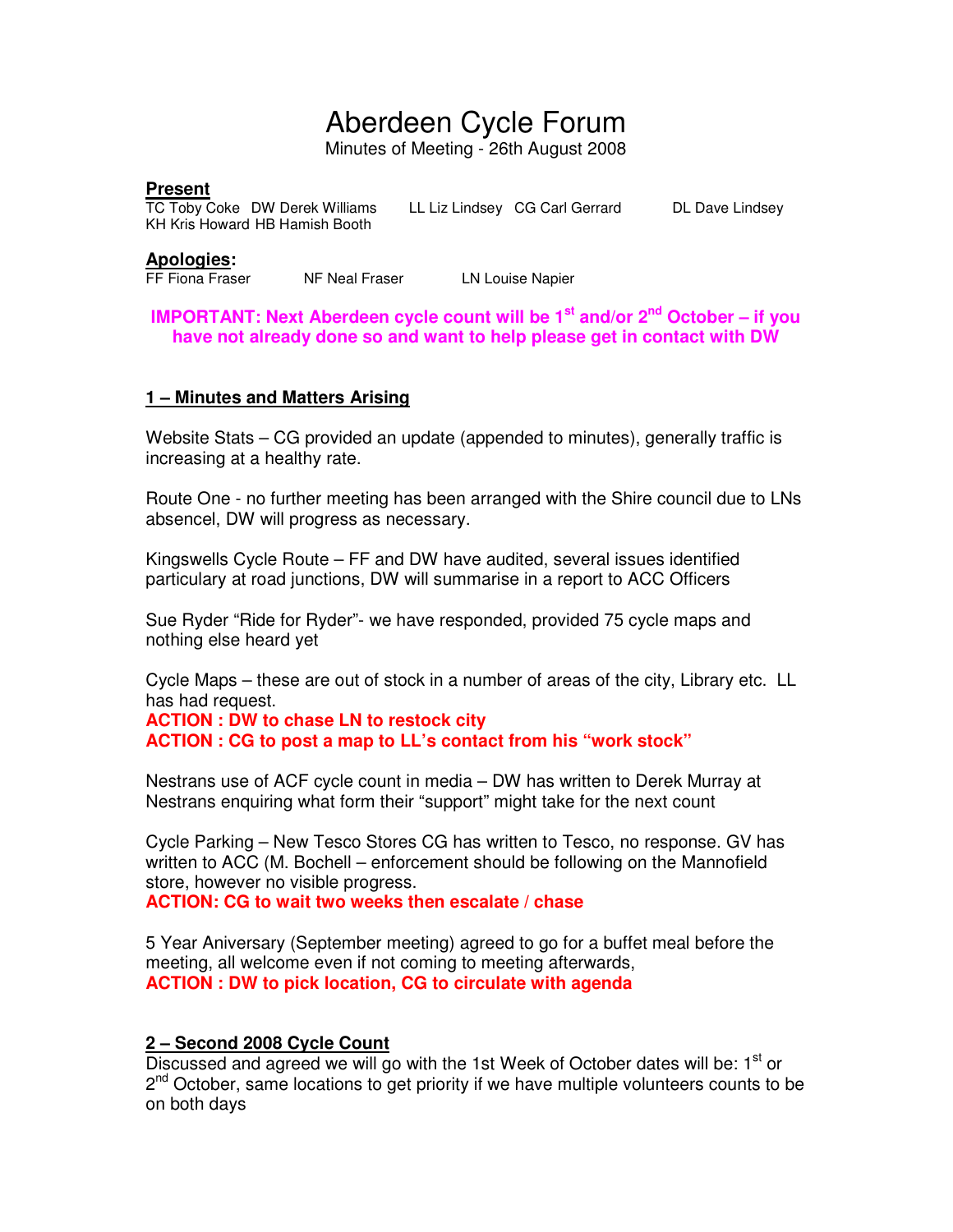# Aberdeen Cycle Forum

Minutes of Meeting - 26th August 2008

**Present**

TC Toby Coke DW Derek Williams LL Liz Lindsey CG Carl Gerrard DL Dave Lindsey KH Kris Howard HB Hamish Booth

**Apologies:**

FF Fiona Fraser NF Neal Fraser LN Louise Napier

**IMPORTANT: Next Aberdeen cycle count will be 1st and/or 2nd October – if you have not already done so and want to help please get in contact with DW**

## 1 – Minutes and Matters Arising

Website Stats – CG provided an update (appended to minutes), generally traffic is increasing at a healthy rate.

Route One - no further meeting has been arranged with the Shire council due to LNs absencel, DW will progress as necessary.

Kingswells Cycle Route – FF and DW have audited, several issues identified particulary at road junctions, DW will summarise in a report to ACC Officers

Sue Ryder "Ride for Ryder"- we have responded, provided 75 cycle maps and nothing else heard yet

Cycle Maps – these are out of stock in a number of areas of the city, Library etc. LL has had request.

**ACTION : DW to chase LN to restock city**

**ACTION : CG to post a map to LL's contact from his "work stock"**

Nestrans use of ACF cycle count in media – DW has written to Derek Murray at Nestrans enquiring what form their "support" might take for the next count

Cycle Parking – New Tesco Stores CG has written to Tesco, no response. GV has written to ACC (M. Bochell – enforcement should be following on the Mannofield store, however no visible progress.

**ACTION: CG to wait two weeks then escalate / chase**

5 Year Aniversary (September meeting) agreed to go for a buffet meal before the meeting, all welcome even if not coming to meeting afterwards,

**ACTION : DW to pick location, CG to circulate with agenda**

## 2 – Second 2008 Cycle Count

Discussed and agreed we will go with the 1st Week of October dates will be: 1st or 2nd October, same locations to get priority if we have multiple volunteers counts to be on both days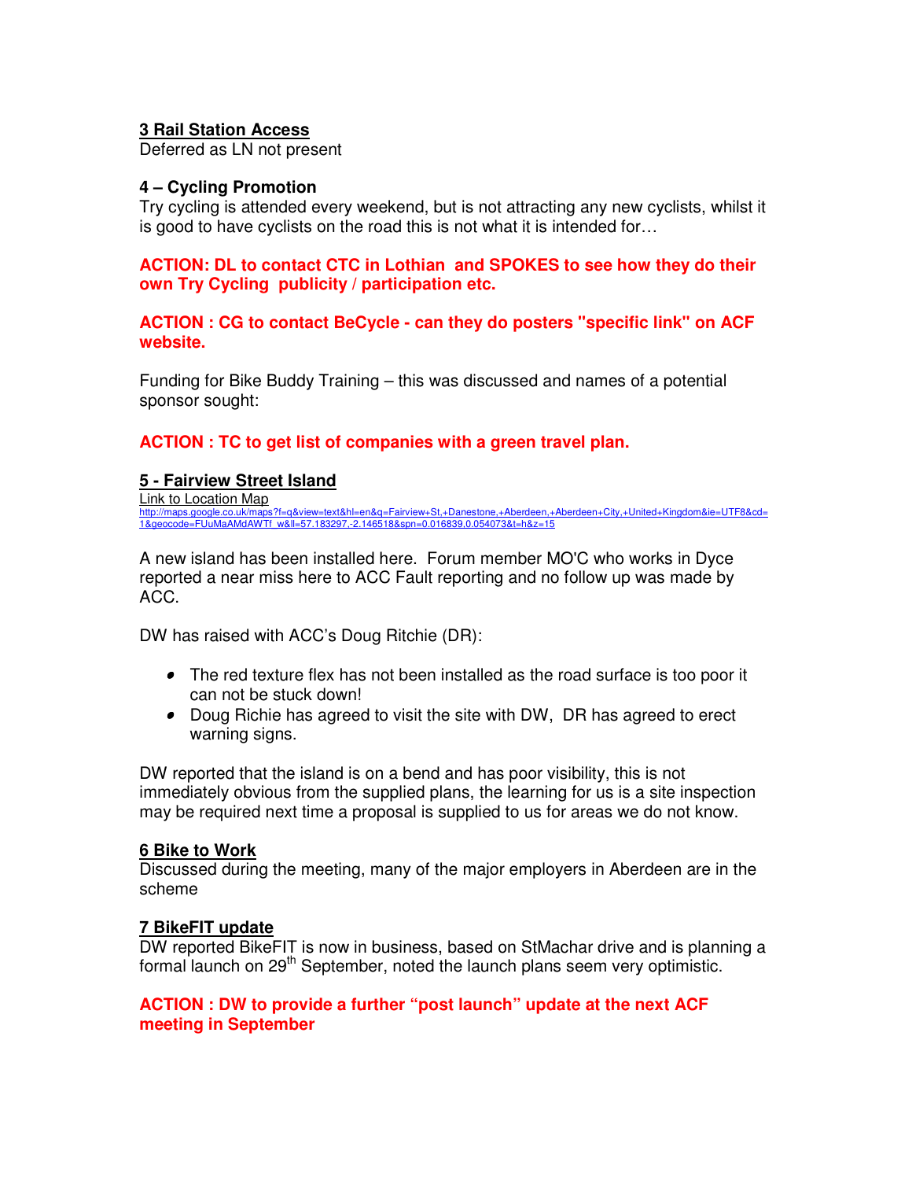### 3 Rail Station Access

Deferred as LN not present

### 4 – Cycling Promotion

Try cycling is attended every weekend, but is not attracting any new cyclists, whilst it is good to have cyclists on the road this is not what it is intended for…

**ACTION: DL to contact CTC in Lothian and SPOKES to see how they do their own Try Cycling publicity / participation etc.**

**ACTION : CG to contact BeCycle - can they do posters "specific link" on ACF website.**

Funding for Bike Buddy Training – this was discussed and names of a potential sponsor sought:

**ACTION : TC to get list of companies with a green travel plan.**

### 5 - Fairview Street Island

Link to Location Map
http://maps.google.co.uk/maps?f=q&view=text&hl=en&q=Fairview+St,+Danestone,+Aberdeen,+Aberdeen+City,+United+Kingdom&ie=UTF8&cd=1&geocode=FUuMaAMdAWTf_w&ll=57.183297,-2.146518&spn=0.016839,0.054073&t=h&z=15

A new island has been installed here. Forum member MO'C who works in Dyce reported a near miss here to ACC Fault reporting and no follow up was made by ACC.

DW has raised with ACC's Doug Ritchie (DR):

- The red texture flex has not been installed as the road surface is too poor it can not be stuck down!
- Doug Richie has agreed to visit the site with DW, DR has agreed to erect warning signs.

DW reported that the island is on a bend and has poor visibility, this is not immediately obvious from the supplied plans, the learning for us is a site inspection may be required next time a proposal is supplied to us for areas we do not know.

### 6 Bike to Work

Discussed during the meeting, many of the major employers in Aberdeen are in the scheme

### 7 BikeFIT update

DW reported BikeFIT is now in business, based on StMachar drive and is planning a formal launch on 29th September, noted the launch plans seem very optimistic.

**ACTION : DW to provide a further "post launch" update at the next ACF meeting in September**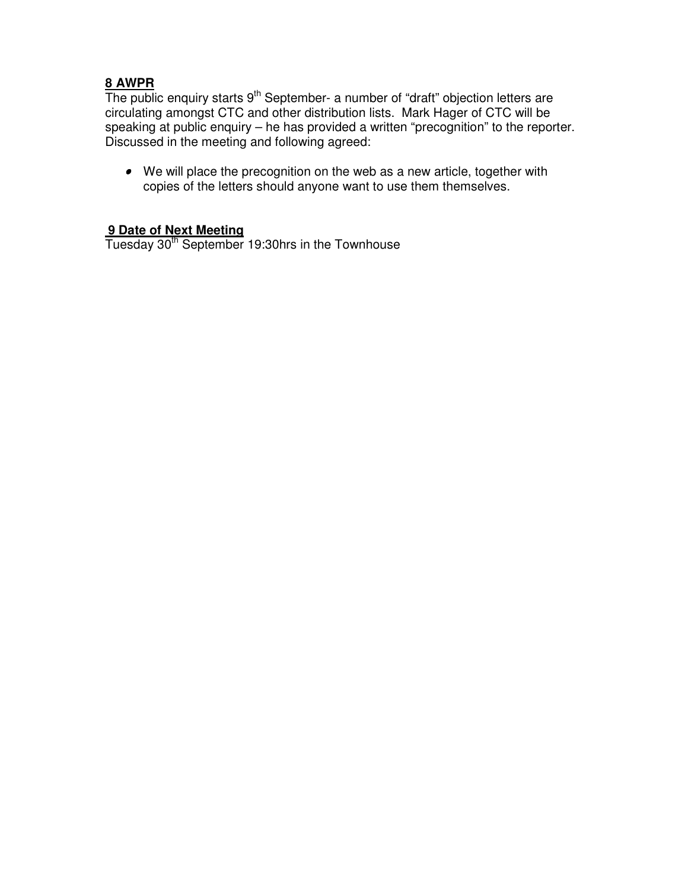**8 AWPR**

The public enquiry starts 9th September- a number of “draft” objection letters are circulating amongst CTC and other distribution lists. Mark Hager of CTC will be speaking at public enquiry – he has provided a written “precognition” to the reporter. Discussed in the meeting and following agreed:

- We will place the precognition on the web as a new article, together with copies of the letters should anyone want to use them themselves.

**9 Date of Next Meeting**

Tuesday 30th September 19:30hrs in the Townhouse